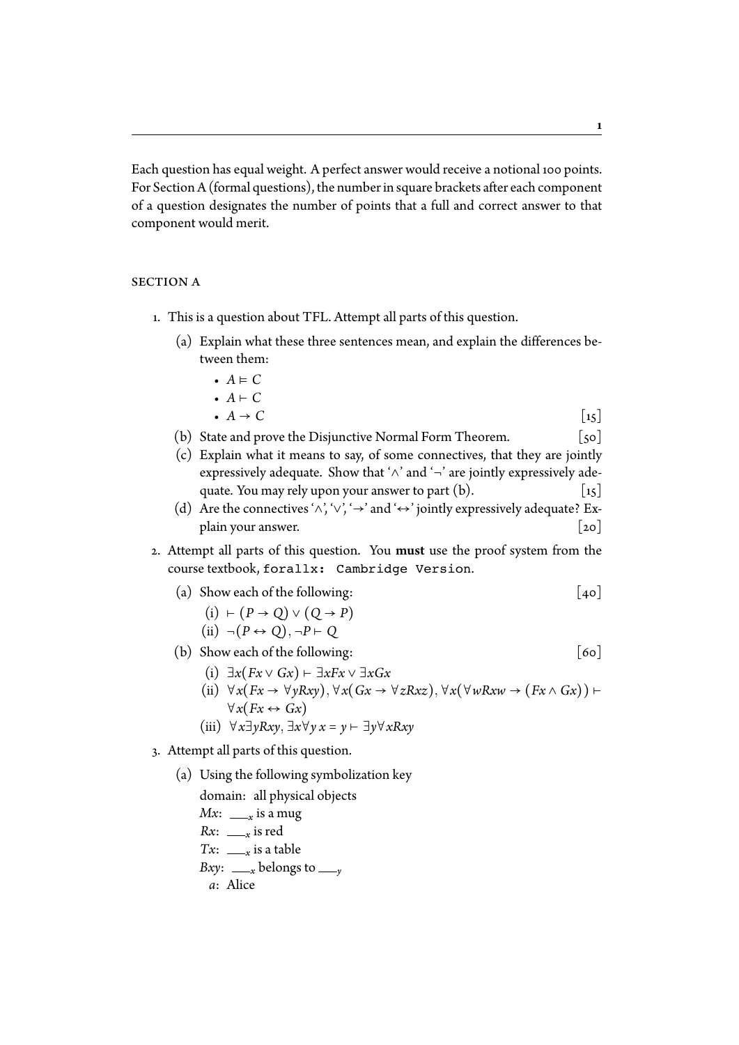Each question has equal weight. A perfect answer would receive a notional 100 points. For Section A (formal questions), the number in square brackets after each component of a question designates the number of points that a full and correct answer to that component would merit.

## SECTION A

1. This is a question about TFL. Attempt all parts of this question.

   (a) Explain what these three sentences mean, and explain the differences between them:

   - $A \vDash C$
   - $A \vdash C$
   - $A \to C$ [15]

   (b) State and prove the Disjunctive Normal Form Theorem. [50]

   (c) Explain what it means to say, of some connectives, that they are jointly expressively adequate. Show that '$\wedge$' and '$\neg$' are jointly expressively adequate. You may rely upon your answer to part (b). [15]

   (d) Are the connectives '$\wedge$', '$\vee$', '$\to$' and '$\leftrightarrow$' jointly expressively adequate? Explain your answer. [20]

2. Attempt all parts of this question. You **must** use the proof system from the course textbook, `forallx: Cambridge Version`.

   (a) Show each of the following: [40]

   (i) $\vdash (P \to Q) \vee (Q \to P)$

   (ii) $\neg(P \leftrightarrow Q), \neg P \vdash Q$

   (b) Show each of the following: [60]

   (i) $\exists x(Fx \vee Gx) \vdash \exists xFx \vee \exists xGx$

   (ii) $\forall x(Fx \to \forall yRxy), \forall x(Gx \to \forall zRxz), \forall x(\forall wRxw \to (Fx \wedge Gx)) \vdash \forall x(Fx \leftrightarrow Gx)$

   (iii) $\forall x \exists yRxy, \exists x \forall y\, x = y \vdash \exists y \forall xRxy$

3. Attempt all parts of this question.

   (a) Using the following symbolization key

   domain: all physical objects
   $Mx$: $\_\_\__x$ is a mug
   $Rx$: $\_\_\__x$ is red
   $Tx$: $\_\_\__x$ is a table
   $Bxy$: $\_\_\__x$ belongs to $\_\_\__y$
   $a$: Alice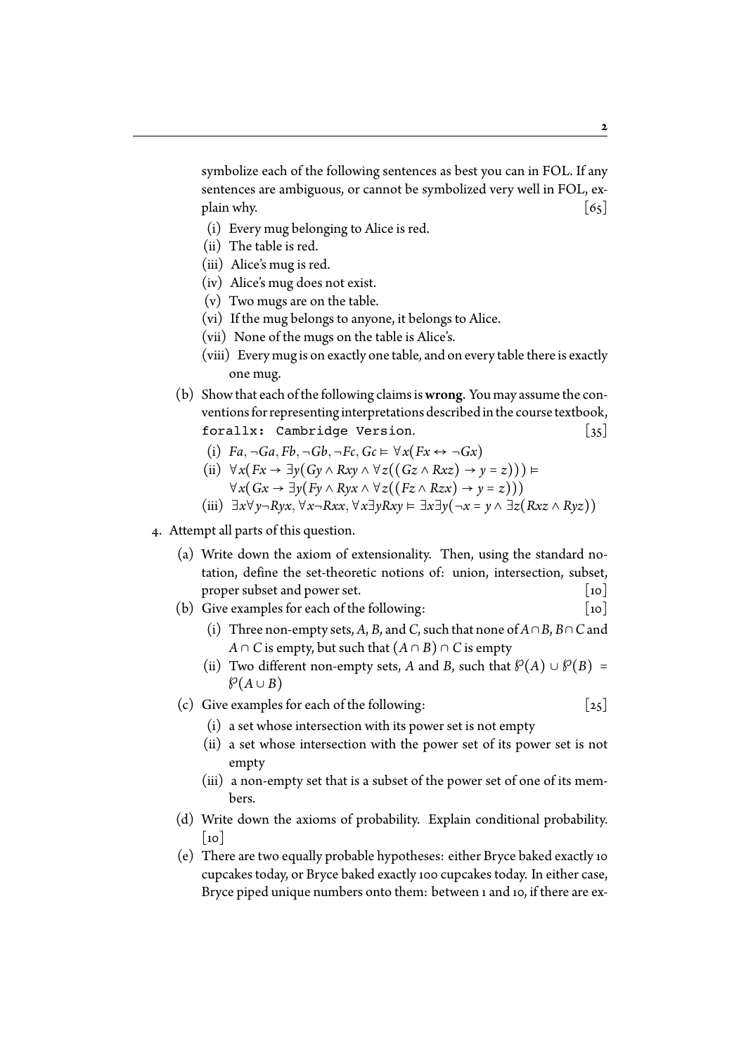symbolize each of the following sentences as best you can in FOL. If any sentences are ambiguous, or cannot be symbolized very well in FOL, explain why. [65]

(i) Every mug belonging to Alice is red.
(ii) The table is red.
(iii) Alice's mug is red.
(iv) Alice's mug does not exist.
(v) Two mugs are on the table.
(vi) If the mug belongs to anyone, it belongs to Alice.
(vii) None of the mugs on the table is Alice's.
(viii) Every mug is on exactly one table, and on every table there is exactly one mug.

(b) Show that each of the following claims is **wrong**. You may assume the conventions for representing interpretations described in the course textbook, `forallx: Cambridge Version`. [35]

(i) $Fa, \neg Ga, Fb, \neg Gb, \neg Fc, Gc \vDash \forall x(Fx \leftrightarrow \neg Gx)$
(ii) $\forall x(Fx \rightarrow \exists y(Gy \land Rxy \land \forall z((Gz \land Rxz) \rightarrow y = z))) \vDash$
$\forall x(Gx \rightarrow \exists y(Fy \land Ryx \land \forall z((Fz \land Rzx) \rightarrow y = z)))$
(iii) $\exists x \forall y \neg Ryx, \forall x \neg Rxx, \forall x \exists y Rxy \vDash \exists x \exists y(\neg x = y \land \exists z(Rxz \land Ryz))$

4. Attempt all parts of this question.

(a) Write down the axiom of extensionality. Then, using the standard notation, define the set-theoretic notions of: union, intersection, subset, proper subset and power set. [10]

(b) Give examples for each of the following: [10]

(i) Three non-empty sets, $A$, $B$, and $C$, such that none of $A \cap B$, $B \cap C$ and $A \cap C$ is empty, but such that $(A \cap B) \cap C$ is empty
(ii) Two different non-empty sets, $A$ and $B$, such that $\wp(A) \cup \wp(B) = \wp(A \cup B)$

(c) Give examples for each of the following: [25]

(i) a set whose intersection with its power set is not empty
(ii) a set whose intersection with the power set of its power set is not empty
(iii) a non-empty set that is a subset of the power set of one of its members.

(d) Write down the axioms of probability. Explain conditional probability. [10]

(e) There are two equally probable hypotheses: either Bryce baked exactly 10 cupcakes today, or Bryce baked exactly 100 cupcakes today. In either case, Bryce piped unique numbers onto them: between 1 and 10, if there are ex-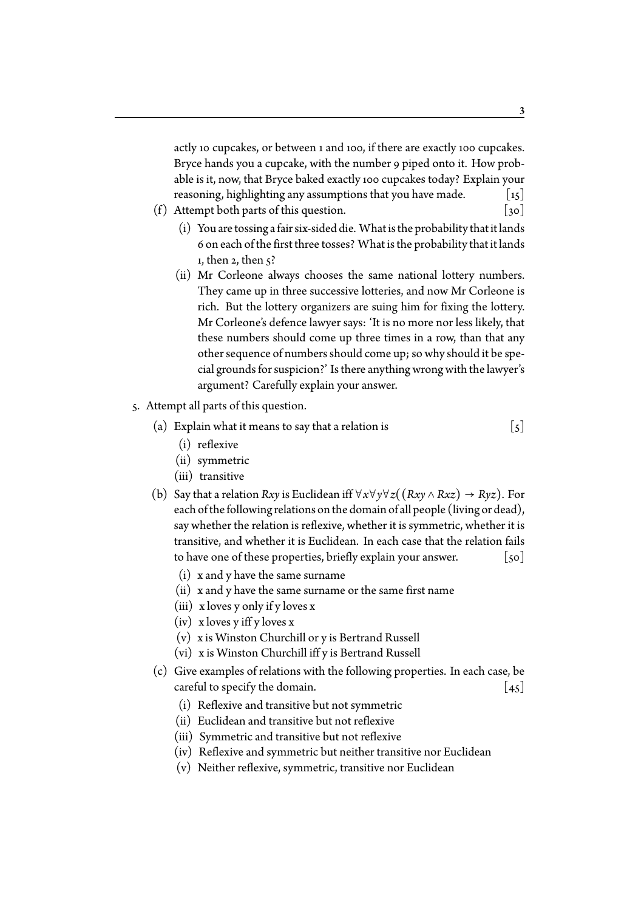actly 10 cupcakes, or between 1 and 100, if there are exactly 100 cupcakes. Bryce hands you a cupcake, with the number 9 piped onto it. How probable is it, now, that Bryce baked exactly 100 cupcakes today? Explain your reasoning, highlighting any assumptions that you have made. [15]

(f) Attempt both parts of this question. [30]

(i) You are tossing a fair six-sided die. What is the probability that it lands 6 on each of the first three tosses? What is the probability that it lands 1, then 2, then 5?

(ii) Mr Corleone always chooses the same national lottery numbers. They came up in three successive lotteries, and now Mr Corleone is rich. But the lottery organizers are suing him for fixing the lottery. Mr Corleone's defence lawyer says: 'It is no more nor less likely, that these numbers should come up three times in a row, than that any other sequence of numbers should come up; so why should it be special grounds for suspicion?' Is there anything wrong with the lawyer's argument? Carefully explain your answer.

5. Attempt all parts of this question.

(a) Explain what it means to say that a relation is [5]

(i) reflexive
(ii) symmetric
(iii) transitive

(b) Say that a relation $Rxy$ is Euclidean iff $\forall x \forall y \forall z((Rxy \wedge Rxz) \rightarrow Ryz)$. For each of the following relations on the domain of all people (living or dead), say whether the relation is reflexive, whether it is symmetric, whether it is transitive, and whether it is Euclidean. In each case that the relation fails to have one of these properties, briefly explain your answer. [50]

(i) x and y have the same surname
(ii) x and y have the same surname or the same first name
(iii) x loves y only if y loves x
(iv) x loves y iff y loves x
(v) x is Winston Churchill or y is Bertrand Russell
(vi) x is Winston Churchill iff y is Bertrand Russell

(c) Give examples of relations with the following properties. In each case, be careful to specify the domain. [45]

(i) Reflexive and transitive but not symmetric
(ii) Euclidean and transitive but not reflexive
(iii) Symmetric and transitive but not reflexive
(iv) Reflexive and symmetric but neither transitive nor Euclidean
(v) Neither reflexive, symmetric, transitive nor Euclidean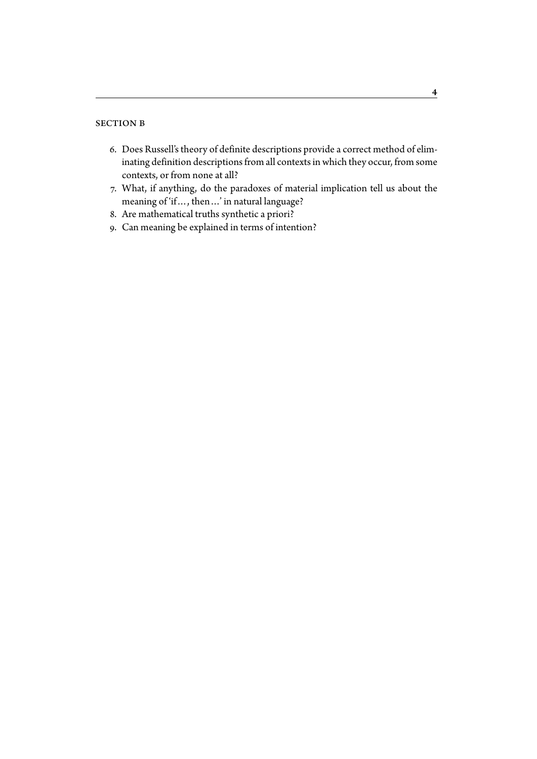SECTION B

6. Does Russell's theory of definite descriptions provide a correct method of eliminating definition descriptions from all contexts in which they occur, from some contexts, or from none at all?
7. What, if anything, do the paradoxes of material implication tell us about the meaning of 'if…, then…' in natural language?
8. Are mathematical truths synthetic a priori?
9. Can meaning be explained in terms of intention?